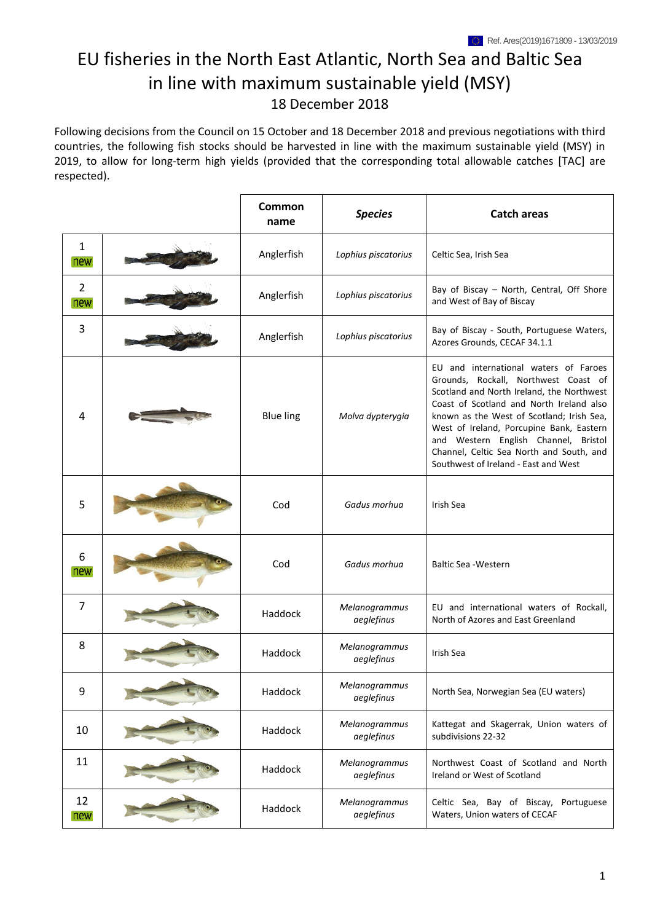Ref. Ares(2019)1671809 - 13/03/2019

# EU fisheries in the North East Atlantic, North Sea and Baltic Sea in line with maximum sustainable yield (MSY)

18 December 2018

Following decisions from the Council on 15 October and 18 December 2018 and previous negotiations with third countries, the following fish stocks should be harvested in line with the maximum sustainable yield (MSY) in 2019, to allow for long-term high yields (provided that the corresponding total allowable catches [TAC] are respected).

| | | Common name | *Species* | Catch areas |
|---|---|---|---|---|
| 1 new | | Anglerfish | *Lophius piscatorius* | Celtic Sea, Irish Sea |
| 2 new | | Anglerfish | *Lophius piscatorius* | Bay of Biscay – North, Central, Off Shore and West of Bay of Biscay |
| 3 | | Anglerfish | *Lophius piscatorius* | Bay of Biscay - South, Portuguese Waters, Azores Grounds, CECAF 34.1.1 |
| 4 | | Blue ling | *Molva dypterygia* | EU and international waters of Faroes Grounds, Rockall, Northwest Coast of Scotland and North Ireland, the Northwest Coast of Scotland and North Ireland also known as the West of Scotland; Irish Sea, West of Ireland, Porcupine Bank, Eastern and Western English Channel, Bristol Channel, Celtic Sea North and South, and Southwest of Ireland - East and West |
| 5 | | Cod | *Gadus morhua* | Irish Sea |
| 6 new | | Cod | *Gadus morhua* | Baltic Sea -Western |
| 7 | | Haddock | *Melanogrammus aeglefinus* | EU and international waters of Rockall, North of Azores and East Greenland |
| 8 | | Haddock | *Melanogrammus aeglefinus* | Irish Sea |
| 9 | | Haddock | *Melanogrammus aeglefinus* | North Sea, Norwegian Sea (EU waters) |
| 10 | | Haddock | *Melanogrammus aeglefinus* | Kattegat and Skagerrak, Union waters of subdivisions 22-32 |
| 11 | | Haddock | *Melanogrammus aeglefinus* | Northwest Coast of Scotland and North Ireland or West of Scotland |
| 12 new | | Haddock | *Melanogrammus aeglefinus* | Celtic Sea, Bay of Biscay, Portuguese Waters, Union waters of CECAF |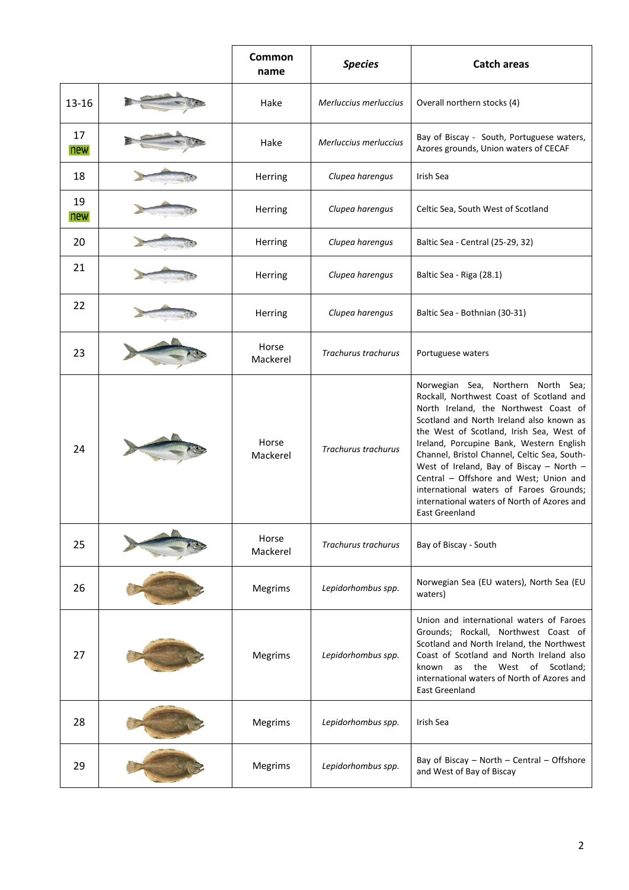| | | Common name | *Species* | Catch areas |
|---|---|---|---|---|
| 13-16 | | Hake | *Merluccius merluccius* | Overall northern stocks (4) |
| 17 new | | Hake | *Merluccius merluccius* | Bay of Biscay - South, Portuguese waters, Azores grounds, Union waters of CECAF |
| 18 | | Herring | *Clupea harengus* | Irish Sea |
| 19 new | | Herring | *Clupea harengus* | Celtic Sea, South West of Scotland |
| 20 | | Herring | *Clupea harengus* | Baltic Sea - Central (25-29, 32) |
| 21 | | Herring | *Clupea harengus* | Baltic Sea - Riga (28.1) |
| 22 | | Herring | *Clupea harengus* | Baltic Sea - Bothnian (30-31) |
| 23 | | Horse Mackerel | *Trachurus trachurus* | Portuguese waters |
| 24 | | Horse Mackerel | *Trachurus trachurus* | Norwegian Sea, Northern North Sea; Rockall, Northwest Coast of Scotland and North Ireland, the Northwest Coast of Scotland and North Ireland also known as the West of Scotland, Irish Sea, West of Ireland, Porcupine Bank, Western English Channel, Bristol Channel, Celtic Sea, South-West of Ireland, Bay of Biscay – North – Central – Offshore and West; Union and international waters of Faroes Grounds; international waters of North of Azores and East Greenland |
| 25 | | Horse Mackerel | *Trachurus trachurus* | Bay of Biscay - South |
| 26 | | Megrims | *Lepidorhombus spp.* | Norwegian Sea (EU waters), North Sea (EU waters) |
| 27 | | Megrims | *Lepidorhombus spp.* | Union and international waters of Faroes Grounds; Rockall, Northwest Coast of Scotland and North Ireland, the Northwest Coast of Scotland and North Ireland also known as the West of Scotland; international waters of North of Azores and East Greenland |
| 28 | | Megrims | *Lepidorhombus spp.* | Irish Sea |
| 29 | | Megrims | *Lepidorhombus spp.* | Bay of Biscay – North – Central – Offshore and West of Bay of Biscay |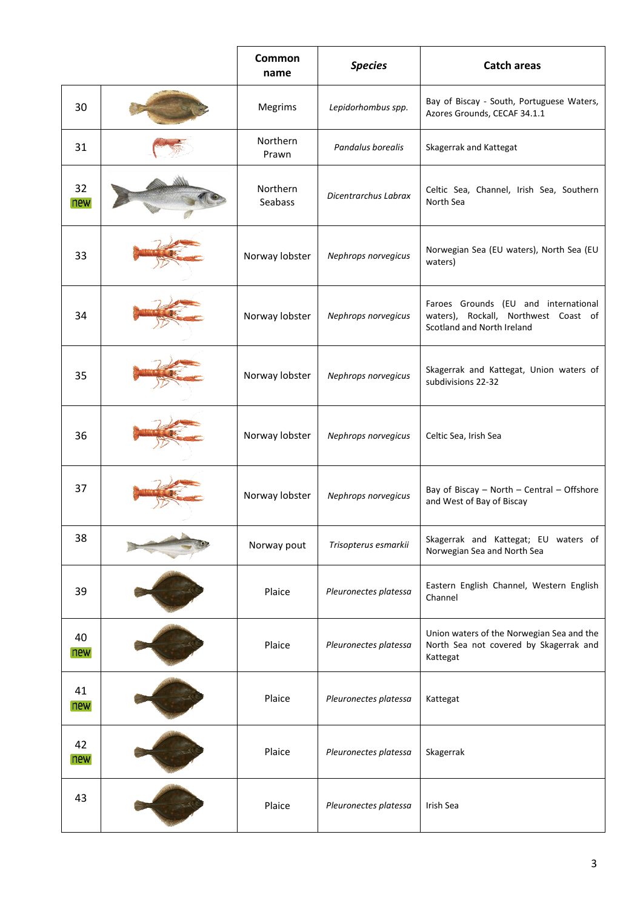| | | Common name | *Species* | Catch areas |
|---|---|---|---|---|
| 30 | | Megrims | *Lepidorhombus spp.* | Bay of Biscay - South, Portuguese Waters, Azores Grounds, CECAF 34.1.1 |
| 31 | | Northern Prawn | *Pandalus borealis* | Skagerrak and Kattegat |
| 32 new | | Northern Seabass | *Dicentrarchus Labrax* | Celtic Sea, Channel, Irish Sea, Southern North Sea |
| 33 | | Norway lobster | *Nephrops norvegicus* | Norwegian Sea (EU waters), North Sea (EU waters) |
| 34 | | Norway lobster | *Nephrops norvegicus* | Faroes Grounds (EU and international waters), Rockall, Northwest Coast of Scotland and North Ireland |
| 35 | | Norway lobster | *Nephrops norvegicus* | Skagerrak and Kattegat, Union waters of subdivisions 22-32 |
| 36 | | Norway lobster | *Nephrops norvegicus* | Celtic Sea, Irish Sea |
| 37 | | Norway lobster | *Nephrops norvegicus* | Bay of Biscay – North – Central – Offshore and West of Bay of Biscay |
| 38 | | Norway pout | *Trisopterus esmarkii* | Skagerrak and Kattegat; EU waters of Norwegian Sea and North Sea |
| 39 | | Plaice | *Pleuronectes platessa* | Eastern English Channel, Western English Channel |
| 40 new | | Plaice | *Pleuronectes platessa* | Union waters of the Norwegian Sea and the North Sea not covered by Skagerrak and Kattegat |
| 41 new | | Plaice | *Pleuronectes platessa* | Kattegat |
| 42 new | | Plaice | *Pleuronectes platessa* | Skagerrak |
| 43 | | Plaice | *Pleuronectes platessa* | Irish Sea |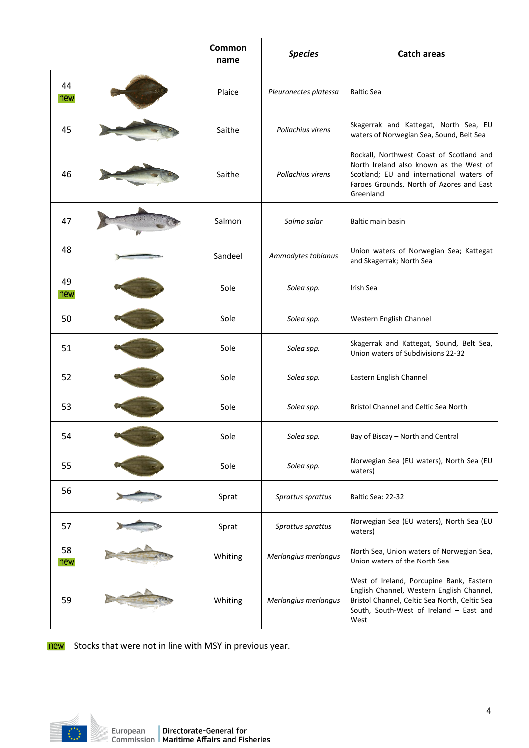| | | Common name | *Species* | Catch areas |
|---|---|---|---|---|
| 44 new | | Plaice | *Pleuronectes platessa* | Baltic Sea |
| 45 | | Saithe | *Pollachius virens* | Skagerrak and Kattegat, North Sea, EU waters of Norwegian Sea, Sound, Belt Sea |
| 46 | | Saithe | *Pollachius virens* | Rockall, Northwest Coast of Scotland and North Ireland also known as the West of Scotland; EU and international waters of Faroes Grounds, North of Azores and East Greenland |
| 47 | | Salmon | *Salmo salar* | Baltic main basin |
| 48 | | Sandeel | *Ammodytes tobianus* | Union waters of Norwegian Sea; Kattegat and Skagerrak; North Sea |
| 49 new | | Sole | *Solea spp.* | Irish Sea |
| 50 | | Sole | *Solea spp.* | Western English Channel |
| 51 | | Sole | *Solea spp.* | Skagerrak and Kattegat, Sound, Belt Sea, Union waters of Subdivisions 22-32 |
| 52 | | Sole | *Solea spp.* | Eastern English Channel |
| 53 | | Sole | *Solea spp.* | Bristol Channel and Celtic Sea North |
| 54 | | Sole | *Solea spp.* | Bay of Biscay – North and Central |
| 55 | | Sole | *Solea spp.* | Norwegian Sea (EU waters), North Sea (EU waters) |
| 56 | | Sprat | *Sprattus sprattus* | Baltic Sea: 22-32 |
| 57 | | Sprat | *Sprattus sprattus* | Norwegian Sea (EU waters), North Sea (EU waters) |
| 58 new | | Whiting | *Merlangius merlangus* | North Sea, Union waters of Norwegian Sea, Union waters of the North Sea |
| 59 | | Whiting | *Merlangius merlangus* | West of Ireland, Porcupine Bank, Eastern English Channel, Western English Channel, Bristol Channel, Celtic Sea North, Celtic Sea South, South-West of Ireland – East and West |

new Stocks that were not in line with MSY in previous year.

European Commission | Directorate-General for Maritime Affairs and Fisheries